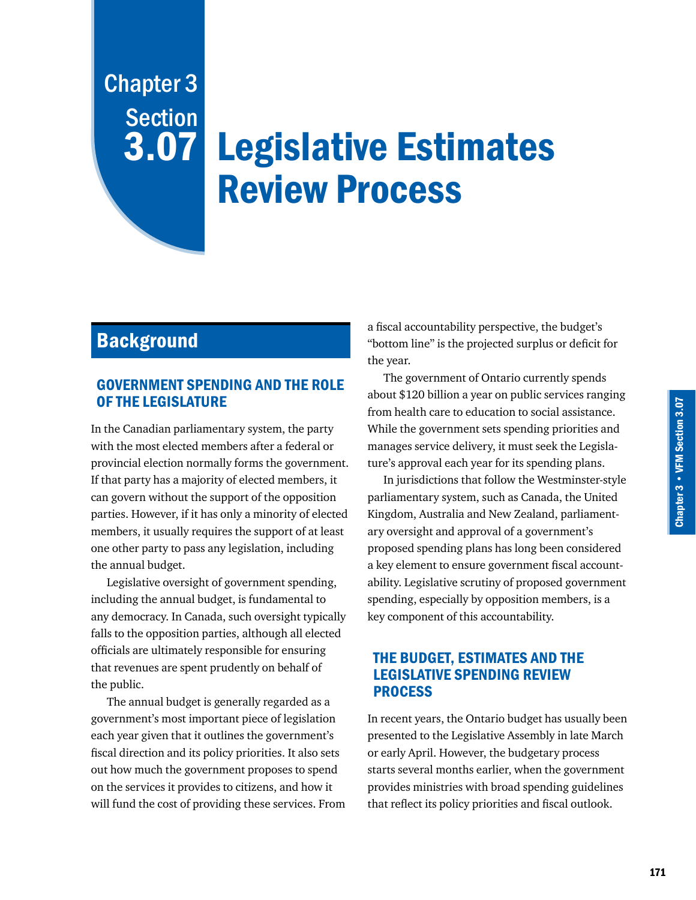# Chapter 3 Section 3.07 Legislative Estimates Review Process

## Background

### GOVERNMENT SPENDING AND THE ROLE OF THE LEGISLATURE

In the Canadian parliamentary system, the party with the most elected members after a federal or provincial election normally forms the government. If that party has a majority of elected members, it can govern without the support of the opposition parties. However, if it has only a minority of elected members, it usually requires the support of at least one other party to pass any legislation, including the annual budget.

Legislative oversight of government spending, including the annual budget, is fundamental to any democracy. In Canada, such oversight typically falls to the opposition parties, although all elected officials are ultimately responsible for ensuring that revenues are spent prudently on behalf of the public.

The annual budget is generally regarded as a government's most important piece of legislation each year given that it outlines the government's fiscal direction and its policy priorities. It also sets out how much the government proposes to spend on the services it provides to citizens, and how it will fund the cost of providing these services. From a fiscal accountability perspective, the budget's "bottom line" is the projected surplus or deficit for the year.

The government of Ontario currently spends about $120 billion a year on public services ranging from health care to education to social assistance. While the government sets spending priorities and manages service delivery, it must seek the Legislature's approval each year for its spending plans.

In jurisdictions that follow the Westminster-style parliamentary system, such as Canada, the United Kingdom, Australia and New Zealand, parliamentary oversight and approval of a government's proposed spending plans has long been considered a key element to ensure government fiscal accountability. Legislative scrutiny of proposed government spending, especially by opposition members, is a key component of this accountability.

### THE BUDGET, ESTIMATES AND THE LEGISLATIVE SPENDING REVIEW PROCESS

In recent years, the Ontario budget has usually been presented to the Legislative Assembly in late March or early April. However, the budgetary process starts several months earlier, when the government provides ministries with broad spending guidelines that reflect its policy priorities and fiscal outlook.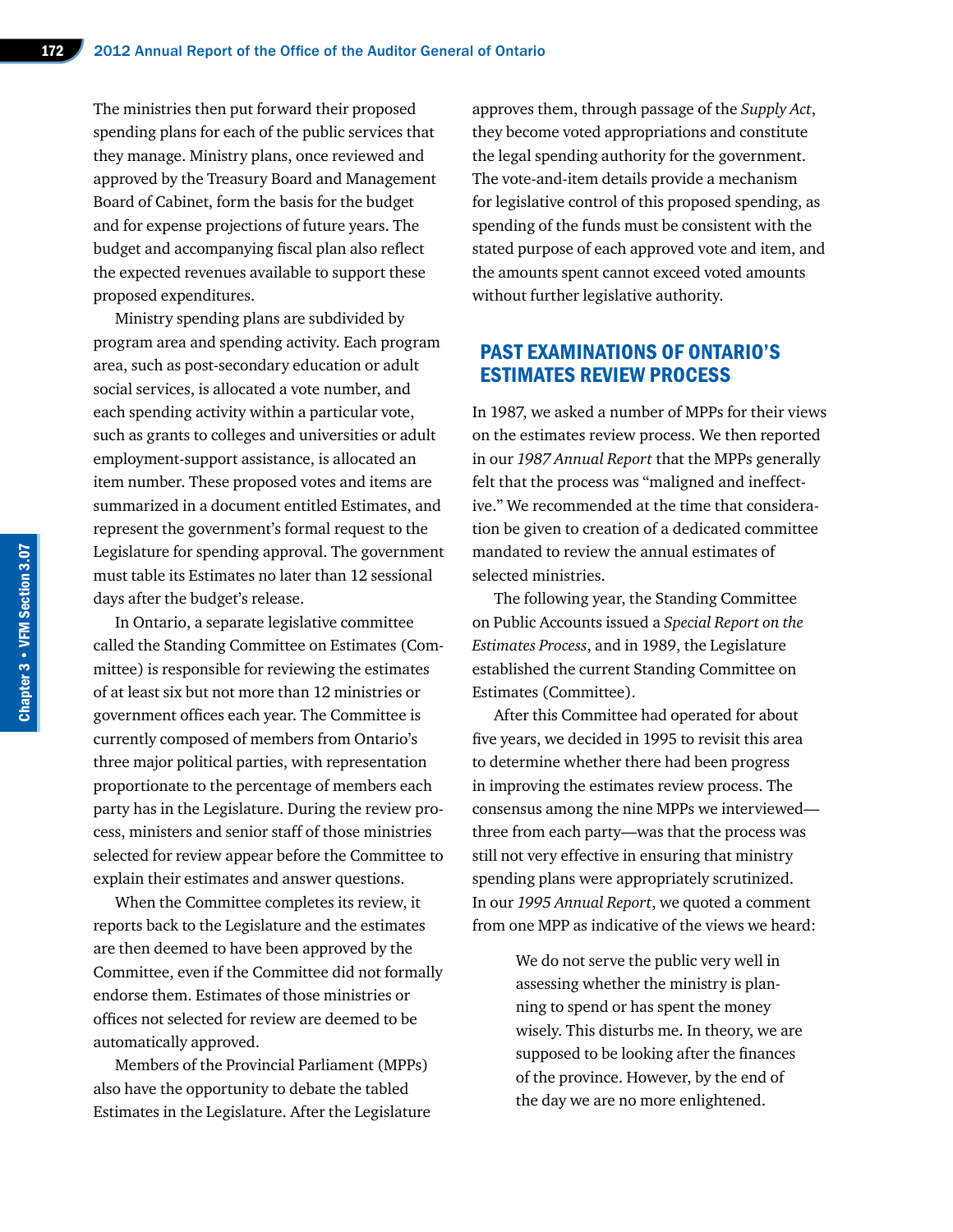The ministries then put forward their proposed spending plans for each of the public services that they manage. Ministry plans, once reviewed and approved by the Treasury Board and Management Board of Cabinet, form the basis for the budget and for expense projections of future years. The budget and accompanying fiscal plan also reflect the expected revenues available to support these proposed expenditures.

Ministry spending plans are subdivided by program area and spending activity. Each program area, such as post-secondary education or adult social services, is allocated a vote number, and each spending activity within a particular vote, such as grants to colleges and universities or adult employment-support assistance, is allocated an item number. These proposed votes and items are summarized in a document entitled Estimates, and represent the government's formal request to the Legislature for spending approval. The government must table its Estimates no later than 12 sessional days after the budget's release.

In Ontario, a separate legislative committee called the Standing Committee on Estimates (Committee) is responsible for reviewing the estimates of at least six but not more than 12 ministries or government offices each year. The Committee is currently composed of members from Ontario's three major political parties, with representation proportionate to the percentage of members each party has in the Legislature. During the review process, ministers and senior staff of those ministries selected for review appear before the Committee to explain their estimates and answer questions.

When the Committee completes its review, it reports back to the Legislature and the estimates are then deemed to have been approved by the Committee, even if the Committee did not formally endorse them. Estimates of those ministries or offices not selected for review are deemed to be automatically approved.

Members of the Provincial Parliament (MPPs) also have the opportunity to debate the tabled Estimates in the Legislature. After the Legislature approves them, through passage of the *Supply Act*, they become voted appropriations and constitute the legal spending authority for the government. The vote-and-item details provide a mechanism for legislative control of this proposed spending, as spending of the funds must be consistent with the stated purpose of each approved vote and item, and the amounts spent cannot exceed voted amounts without further legislative authority.

## PAST EXAMINATIONS OF ONTARIO'S ESTIMATES REVIEW PROCESS

In 1987, we asked a number of MPPs for their views on the estimates review process. We then reported in our *1987 Annual Report* that the MPPs generally felt that the process was "maligned and ineffective." We recommended at the time that consideration be given to creation of a dedicated committee mandated to review the annual estimates of selected ministries.

The following year, the Standing Committee on Public Accounts issued a *Special Report on the Estimates Process*, and in 1989, the Legislature established the current Standing Committee on Estimates (Committee).

After this Committee had operated for about five years, we decided in 1995 to revisit this area to determine whether there had been progress in improving the estimates review process. The consensus among the nine MPPs we interviewed—three from each party—was that the process was still not very effective in ensuring that ministry spending plans were appropriately scrutinized. In our *1995 Annual Report*, we quoted a comment from one MPP as indicative of the views we heard:

> We do not serve the public very well in assessing whether the ministry is planning to spend or has spent the money wisely. This disturbs me. In theory, we are supposed to be looking after the finances of the province. However, by the end of the day we are no more enlightened.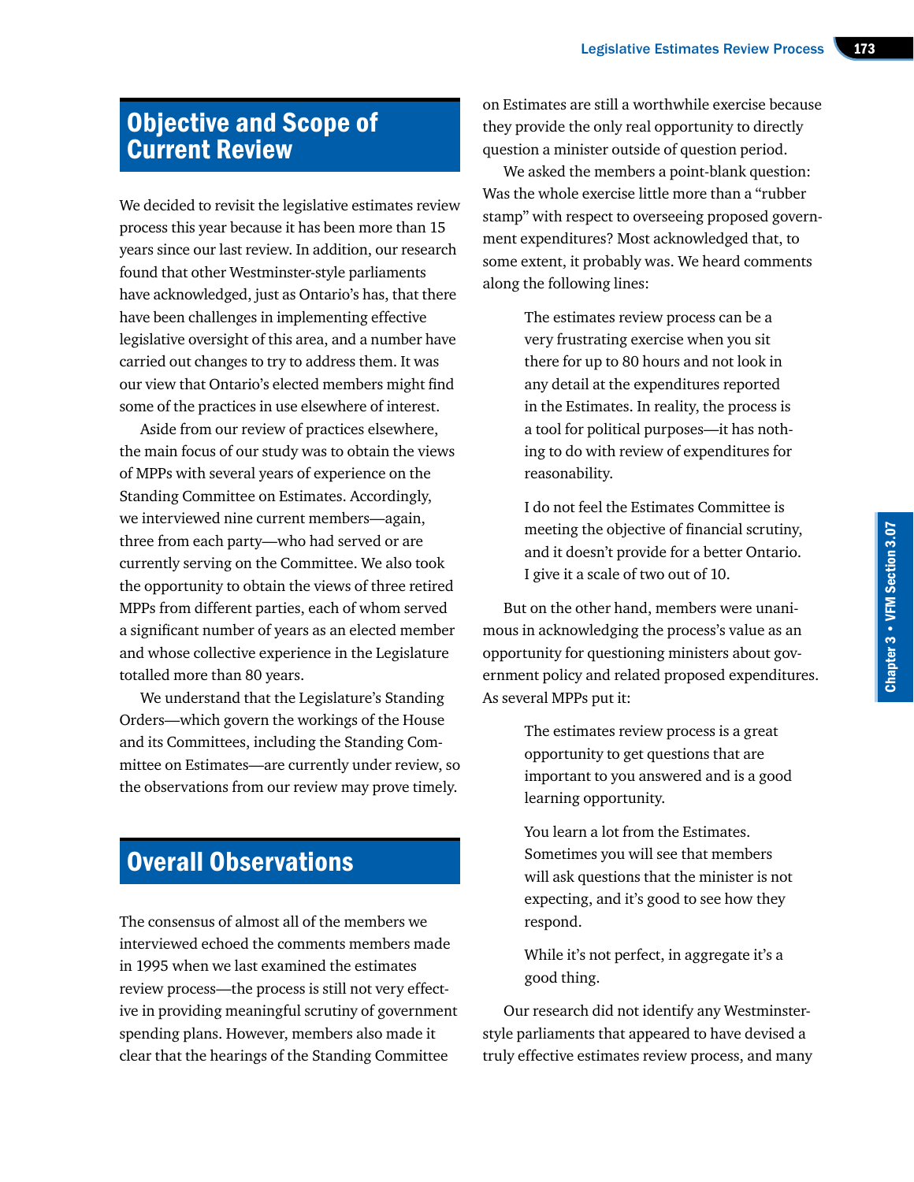## Objective and Scope of Current Review

We decided to revisit the legislative estimates review process this year because it has been more than 15 years since our last review. In addition, our research found that other Westminster-style parliaments have acknowledged, just as Ontario's has, that there have been challenges in implementing effective legislative oversight of this area, and a number have carried out changes to try to address them. It was our view that Ontario's elected members might find some of the practices in use elsewhere of interest.

Aside from our review of practices elsewhere, the main focus of our study was to obtain the views of MPPs with several years of experience on the Standing Committee on Estimates. Accordingly, we interviewed nine current members—again, three from each party—who had served or are currently serving on the Committee. We also took the opportunity to obtain the views of three retired MPPs from different parties, each of whom served a significant number of years as an elected member and whose collective experience in the Legislature totalled more than 80 years.

We understand that the Legislature's Standing Orders—which govern the workings of the House and its Committees, including the Standing Committee on Estimates—are currently under review, so the observations from our review may prove timely.

## Overall Observations

The consensus of almost all of the members we interviewed echoed the comments members made in 1995 when we last examined the estimates review process—the process is still not very effective in providing meaningful scrutiny of government spending plans. However, members also made it clear that the hearings of the Standing Committee on Estimates are still a worthwhile exercise because they provide the only real opportunity to directly question a minister outside of question period.

We asked the members a point-blank question: Was the whole exercise little more than a "rubber stamp" with respect to overseeing proposed government expenditures? Most acknowledged that, to some extent, it probably was. We heard comments along the following lines:

> The estimates review process can be a very frustrating exercise when you sit there for up to 80 hours and not look in any detail at the expenditures reported in the Estimates. In reality, the process is a tool for political purposes—it has nothing to do with review of expenditures for reasonability.

> I do not feel the Estimates Committee is meeting the objective of financial scrutiny, and it doesn't provide for a better Ontario. I give it a scale of two out of 10.

But on the other hand, members were unanimous in acknowledging the process's value as an opportunity for questioning ministers about government policy and related proposed expenditures. As several MPPs put it:

> The estimates review process is a great opportunity to get questions that are important to you answered and is a good learning opportunity.

> You learn a lot from the Estimates. Sometimes you will see that members will ask questions that the minister is not expecting, and it's good to see how they respond.

> While it's not perfect, in aggregate it's a good thing.

Our research did not identify any Westminster-style parliaments that appeared to have devised a truly effective estimates review process, and many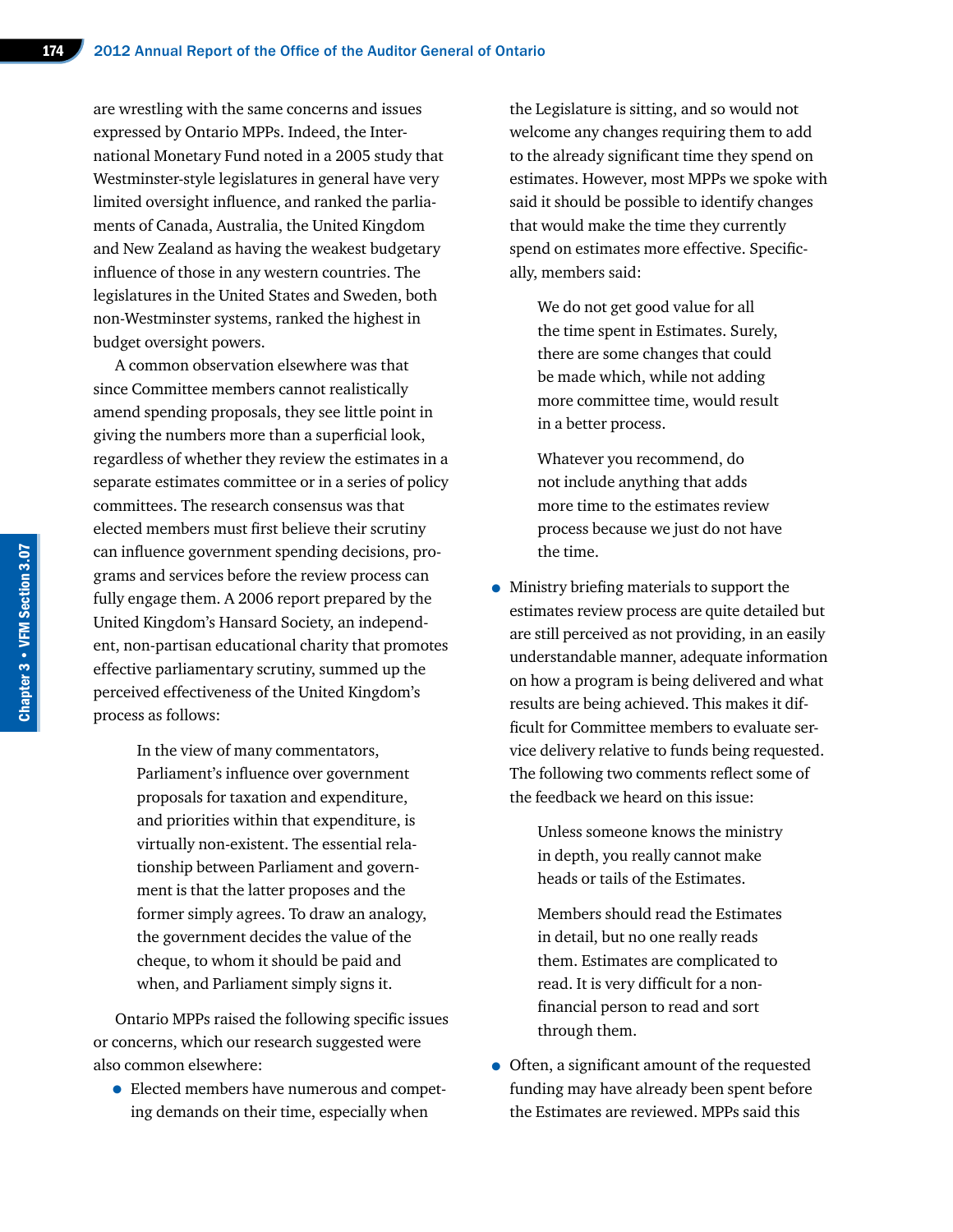are wrestling with the same concerns and issues expressed by Ontario MPPs. Indeed, the International Monetary Fund noted in a 2005 study that Westminster-style legislatures in general have very limited oversight influence, and ranked the parliaments of Canada, Australia, the United Kingdom and New Zealand as having the weakest budgetary influence of those in any western countries. The legislatures in the United States and Sweden, both non-Westminster systems, ranked the highest in budget oversight powers.

A common observation elsewhere was that since Committee members cannot realistically amend spending proposals, they see little point in giving the numbers more than a superficial look, regardless of whether they review the estimates in a separate estimates committee or in a series of policy committees. The research consensus was that elected members must first believe their scrutiny can influence government spending decisions, programs and services before the review process can fully engage them. A 2006 report prepared by the United Kingdom's Hansard Society, an independent, non-partisan educational charity that promotes effective parliamentary scrutiny, summed up the perceived effectiveness of the United Kingdom's process as follows:

> In the view of many commentators, Parliament's influence over government proposals for taxation and expenditure, and priorities within that expenditure, is virtually non-existent. The essential relationship between Parliament and government is that the latter proposes and the former simply agrees. To draw an analogy, the government decides the value of the cheque, to whom it should be paid and when, and Parliament simply signs it.

Ontario MPPs raised the following specific issues or concerns, which our research suggested were also common elsewhere:

- Elected members have numerous and competing demands on their time, especially when the Legislature is sitting, and so would not welcome any changes requiring them to add to the already significant time they spend on estimates. However, most MPPs we spoke with said it should be possible to identify changes that would make the time they currently spend on estimates more effective. Specifically, members said:

  > We do not get good value for all the time spent in Estimates. Surely, there are some changes that could be made which, while not adding more committee time, would result in a better process.

  > Whatever you recommend, do not include anything that adds more time to the estimates review process because we just do not have the time.

- Ministry briefing materials to support the estimates review process are quite detailed but are still perceived as not providing, in an easily understandable manner, adequate information on how a program is being delivered and what results are being achieved. This makes it difficult for Committee members to evaluate service delivery relative to funds being requested. The following two comments reflect some of the feedback we heard on this issue:

  > Unless someone knows the ministry in depth, you really cannot make heads or tails of the Estimates.

  > Members should read the Estimates in detail, but no one really reads them. Estimates are complicated to read. It is very difficult for a non-financial person to read and sort through them.

- Often, a significant amount of the requested funding may have already been spent before the Estimates are reviewed. MPPs said this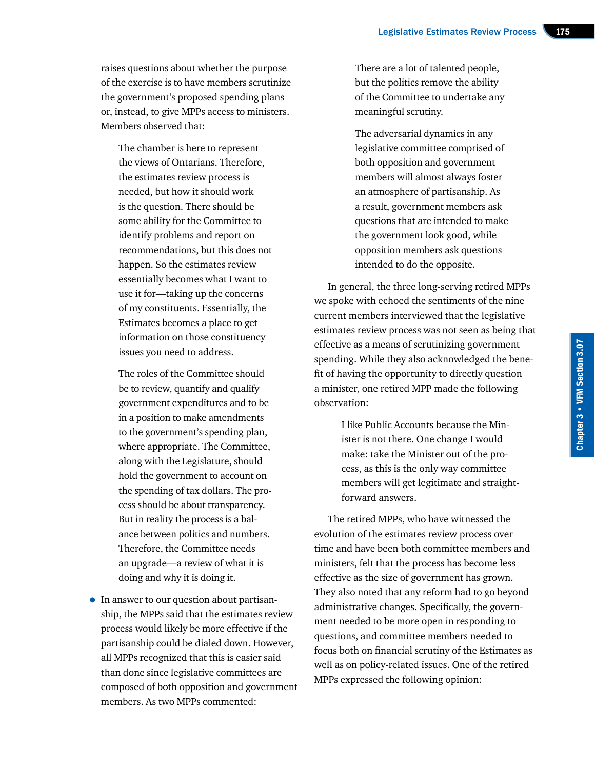raises questions about whether the purpose of the exercise is to have members scrutinize the government's proposed spending plans or, instead, to give MPPs access to ministers. Members observed that:

> The chamber is here to represent the views of Ontarians. Therefore, the estimates review process is needed, but how it should work is the question. There should be some ability for the Committee to identify problems and report on recommendations, but this does not happen. So the estimates review essentially becomes what I want to use it for—taking up the concerns of my constituents. Essentially, the Estimates becomes a place to get information on those constituency issues you need to address.
>
> The roles of the Committee should be to review, quantify and qualify government expenditures and to be in a position to make amendments to the government's spending plan, where appropriate. The Committee, along with the Legislature, should hold the government to account on the spending of tax dollars. The process should be about transparency. But in reality the process is a balance between politics and numbers. Therefore, the Committee needs an upgrade—a review of what it is doing and why it is doing it.

- In answer to our question about partisanship, the MPPs said that the estimates review process would likely be more effective if the partisanship could be dialed down. However, all MPPs recognized that this is easier said than done since legislative committees are composed of both opposition and government members. As two MPPs commented:

> There are a lot of talented people, but the politics remove the ability of the Committee to undertake any meaningful scrutiny.
>
> The adversarial dynamics in any legislative committee comprised of both opposition and government members will almost always foster an atmosphere of partisanship. As a result, government members ask questions that are intended to make the government look good, while opposition members ask questions intended to do the opposite.

In general, the three long-serving retired MPPs we spoke with echoed the sentiments of the nine current members interviewed that the legislative estimates review process was not seen as being that effective as a means of scrutinizing government spending. While they also acknowledged the benefit of having the opportunity to directly question a minister, one retired MPP made the following observation:

> I like Public Accounts because the Minister is not there. One change I would make: take the Minister out of the process, as this is the only way committee members will get legitimate and straightforward answers.

The retired MPPs, who have witnessed the evolution of the estimates review process over time and have been both committee members and ministers, felt that the process has become less effective as the size of government has grown. They also noted that any reform had to go beyond administrative changes. Specifically, the government needed to be more open in responding to questions, and committee members needed to focus both on financial scrutiny of the Estimates as well as on policy-related issues. One of the retired MPPs expressed the following opinion: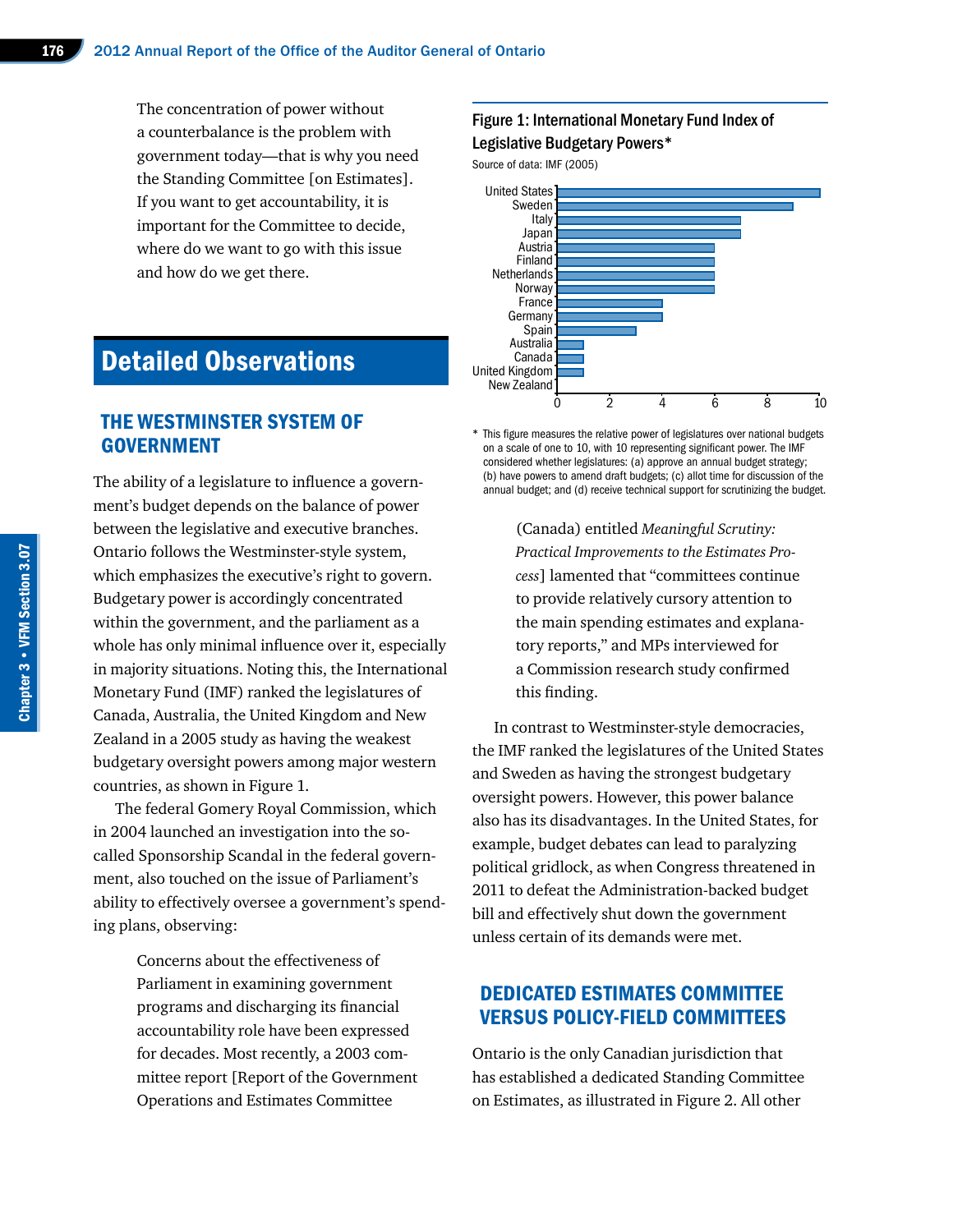The concentration of power without a counterbalance is the problem with government today—that is why you need the Standing Committee [on Estimates]. If you want to get accountability, it is important for the Committee to decide, where do we want to go with this issue and how do we get there.

# Detailed Observations

## THE WESTMINSTER SYSTEM OF GOVERNMENT

The ability of a legislature to influence a government's budget depends on the balance of power between the legislative and executive branches. Ontario follows the Westminster-style system, which emphasizes the executive's right to govern. Budgetary power is accordingly concentrated within the government, and the parliament as a whole has only minimal influence over it, especially in majority situations. Noting this, the International Monetary Fund (IMF) ranked the legislatures of Canada, Australia, the United Kingdom and New Zealand in a 2005 study as having the weakest budgetary oversight powers among major western countries, as shown in Figure 1.

**Figure 1: International Monetary Fund Index of Legislative Budgetary Powers***

Source of data: IMF (2005)

| Country | Index |
|---|---|
| United States | 10 |
| Sweden | 9 |
| Italy | 7 |
| Japan | 7 |
| Austria | 6 |
| Finland | 6 |
| Netherlands | 6 |
| Norway | 6 |
| France | 4 |
| Germany | 4 |
| Spain | 3 |
| Australia | 1 |
| Canada | 1 |
| United Kingdom | 1 |
| New Zealand | 0 |

\* This figure measures the relative power of legislatures over national budgets on a scale of one to 10, with 10 representing significant power. The IMF considered whether legislatures: (a) approve an annual budget strategy; (b) have powers to amend draft budgets; (c) allot time for discussion of the annual budget; and (d) receive technical support for scrutinizing the budget.

The federal Gomery Royal Commission, which in 2004 launched an investigation into the so-called Sponsorship Scandal in the federal government, also touched on the issue of Parliament's ability to effectively oversee a government's spending plans, observing:

> Concerns about the effectiveness of Parliament in examining government programs and discharging its financial accountability role have been expressed for decades. Most recently, a 2003 committee report [Report of the Government Operations and Estimates Committee (Canada) entitled *Meaningful Scrutiny: Practical Improvements to the Estimates Process*] lamented that "committees continue to provide relatively cursory attention to the main spending estimates and explanatory reports," and MPs interviewed for a Commission research study confirmed this finding.

In contrast to Westminster-style democracies, the IMF ranked the legislatures of the United States and Sweden as having the strongest budgetary oversight powers. However, this power balance also has its disadvantages. In the United States, for example, budget debates can lead to paralyzing political gridlock, as when Congress threatened in 2011 to defeat the Administration-backed budget bill and effectively shut down the government unless certain of its demands were met.

## DEDICATED ESTIMATES COMMITTEE VERSUS POLICY-FIELD COMMITTEES

Ontario is the only Canadian jurisdiction that has established a dedicated Standing Committee on Estimates, as illustrated in Figure 2. All other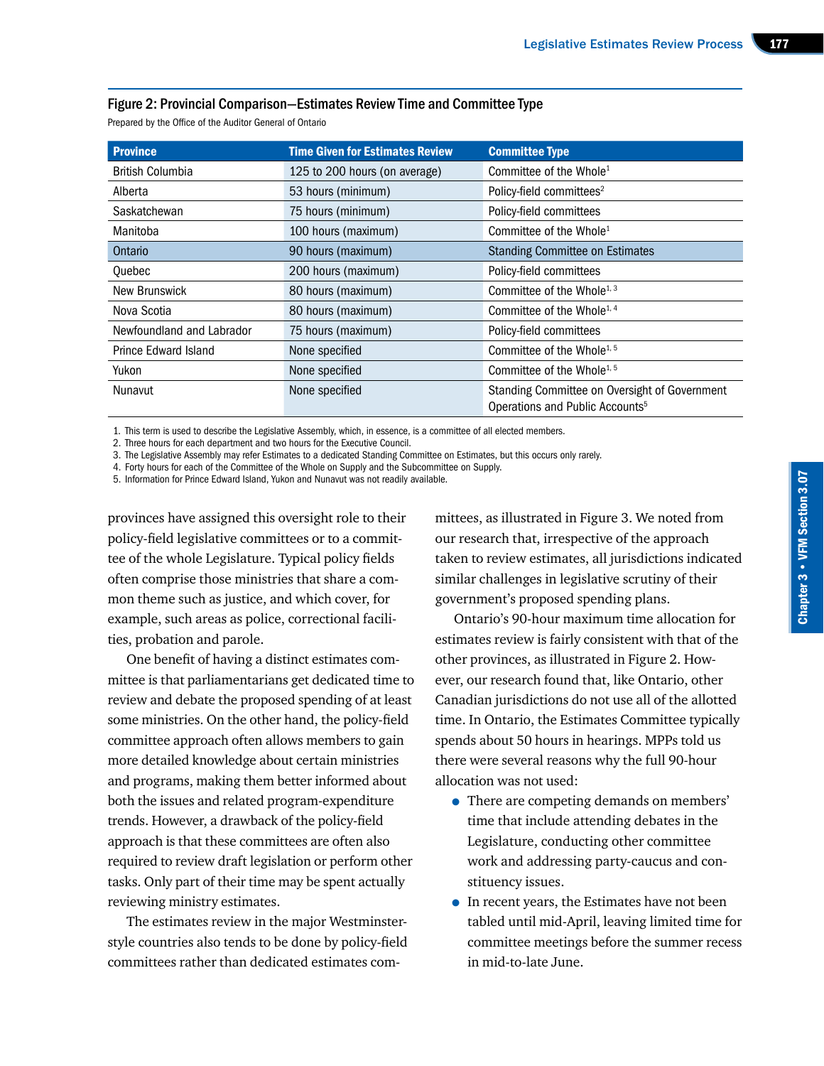### Figure 2: Provincial Comparison—Estimates Review Time and Committee Type

Prepared by the Office of the Auditor General of Ontario

| Province | Time Given for Estimates Review | Committee Type |
|---|---|---|
| British Columbia | 125 to 200 hours (on average) | Committee of the Whole[1] |
| Alberta | 53 hours (minimum) | Policy-field committees[2] |
| Saskatchewan | 75 hours (minimum) | Policy-field committees |
| Manitoba | 100 hours (maximum) | Committee of the Whole[1] |
| Ontario | 90 hours (maximum) | Standing Committee on Estimates |
| Quebec | 200 hours (maximum) | Policy-field committees |
| New Brunswick | 80 hours (maximum) | Committee of the Whole[1, 3] |
| Nova Scotia | 80 hours (maximum) | Committee of the Whole[1, 4] |
| Newfoundland and Labrador | 75 hours (maximum) | Policy-field committees |
| Prince Edward Island | None specified | Committee of the Whole[1, 5] |
| Yukon | None specified | Committee of the Whole[1, 5] |
| Nunavut | None specified | Standing Committee on Oversight of Government Operations and Public Accounts[5] |

1. This term is used to describe the Legislative Assembly, which, in essence, is a committee of all elected members.
2. Three hours for each department and two hours for the Executive Council.
3. The Legislative Assembly may refer Estimates to a dedicated Standing Committee on Estimates, but this occurs only rarely.
4. Forty hours for each of the Committee of the Whole on Supply and the Subcommittee on Supply.
5. Information for Prince Edward Island, Yukon and Nunavut was not readily available.

provinces have assigned this oversight role to their policy-field legislative committees or to a committee of the whole Legislature. Typical policy fields often comprise those ministries that share a common theme such as justice, and which cover, for example, such areas as police, correctional facilities, probation and parole.

One benefit of having a distinct estimates committee is that parliamentarians get dedicated time to review and debate the proposed spending of at least some ministries. On the other hand, the policy-field committee approach often allows members to gain more detailed knowledge about certain ministries and programs, making them better informed about both the issues and related program-expenditure trends. However, a drawback of the policy-field approach is that these committees are often also required to review draft legislation or perform other tasks. Only part of their time may be spent actually reviewing ministry estimates.

The estimates review in the major Westminster-style countries also tends to be done by policy-field committees rather than dedicated estimates committees, as illustrated in Figure 3. We noted from our research that, irrespective of the approach taken to review estimates, all jurisdictions indicated similar challenges in legislative scrutiny of their government's proposed spending plans.

Ontario's 90-hour maximum time allocation for estimates review is fairly consistent with that of the other provinces, as illustrated in Figure 2. However, our research found that, like Ontario, other Canadian jurisdictions do not use all of the allotted time. In Ontario, the Estimates Committee typically spends about 50 hours in hearings. MPPs told us there were several reasons why the full 90-hour allocation was not used:

- There are competing demands on members' time that include attending debates in the Legislature, conducting other committee work and addressing party-caucus and constituency issues.
- In recent years, the Estimates have not been tabled until mid-April, leaving limited time for committee meetings before the summer recess in mid-to-late June.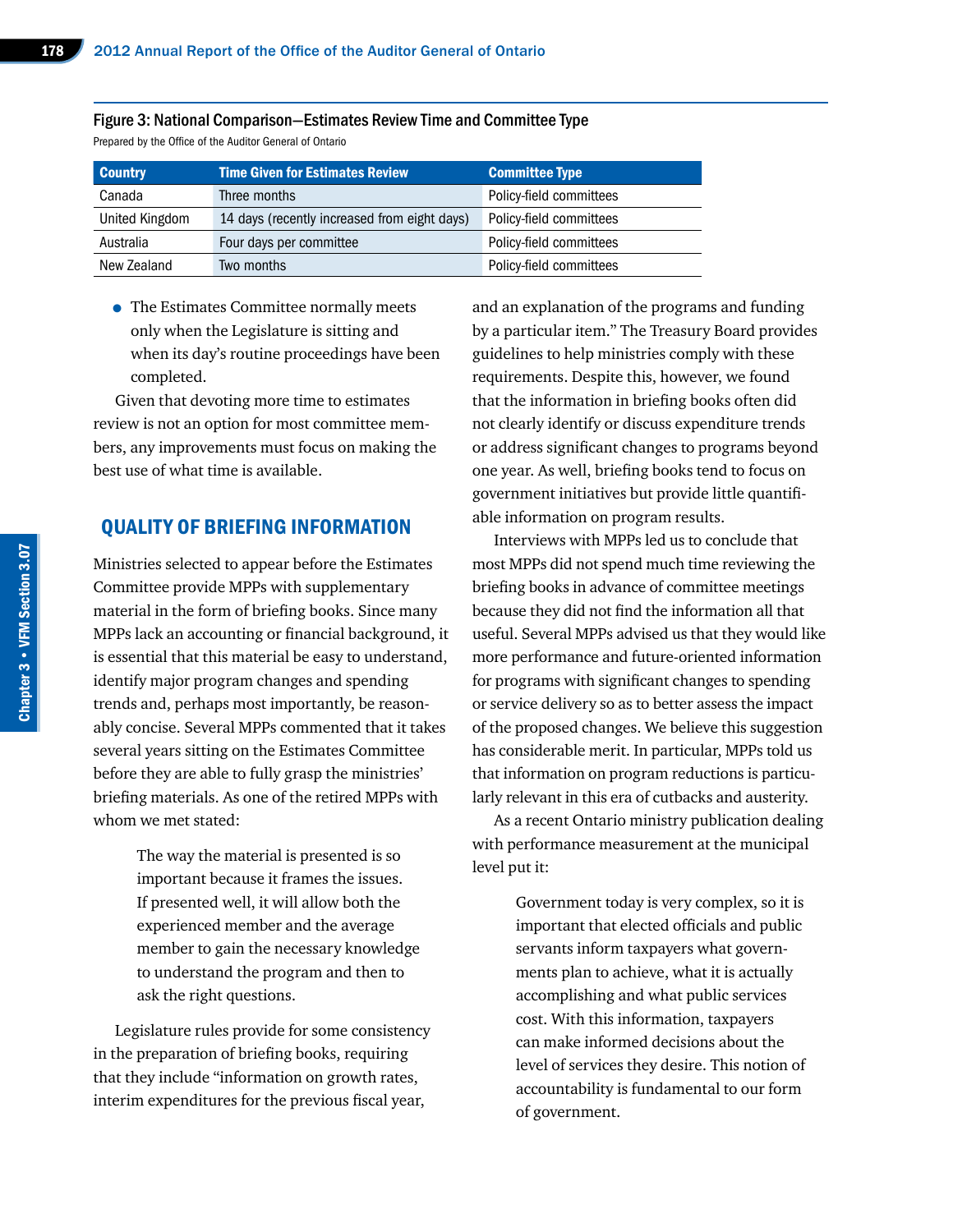Figure 3: National Comparison—Estimates Review Time and Committee Type

Prepared by the Office of the Auditor General of Ontario

| Country | Time Given for Estimates Review | Committee Type |
|---|---|---|
| Canada | Three months | Policy-field committees |
| United Kingdom | 14 days (recently increased from eight days) | Policy-field committees |
| Australia | Four days per committee | Policy-field committees |
| New Zealand | Two months | Policy-field committees |

- The Estimates Committee normally meets only when the Legislature is sitting and when its day's routine proceedings have been completed.

Given that devoting more time to estimates review is not an option for most committee members, any improvements must focus on making the best use of what time is available.

## QUALITY OF BRIEFING INFORMATION

Ministries selected to appear before the Estimates Committee provide MPPs with supplementary material in the form of briefing books. Since many MPPs lack an accounting or financial background, it is essential that this material be easy to understand, identify major program changes and spending trends and, perhaps most importantly, be reasonably concise. Several MPPs commented that it takes several years sitting on the Estimates Committee before they are able to fully grasp the ministries' briefing materials. As one of the retired MPPs with whom we met stated:

> The way the material is presented is so important because it frames the issues. If presented well, it will allow both the experienced member and the average member to gain the necessary knowledge to understand the program and then to ask the right questions.

Legislature rules provide for some consistency in the preparation of briefing books, requiring that they include "information on growth rates, interim expenditures for the previous fiscal year, and an explanation of the programs and funding by a particular item." The Treasury Board provides guidelines to help ministries comply with these requirements. Despite this, however, we found that the information in briefing books often did not clearly identify or discuss expenditure trends or address significant changes to programs beyond one year. As well, briefing books tend to focus on government initiatives but provide little quantifiable information on program results.

Interviews with MPPs led us to conclude that most MPPs did not spend much time reviewing the briefing books in advance of committee meetings because they did not find the information all that useful. Several MPPs advised us that they would like more performance and future-oriented information for programs with significant changes to spending or service delivery so as to better assess the impact of the proposed changes. We believe this suggestion has considerable merit. In particular, MPPs told us that information on program reductions is particularly relevant in this era of cutbacks and austerity.

As a recent Ontario ministry publication dealing with performance measurement at the municipal level put it:

> Government today is very complex, so it is important that elected officials and public servants inform taxpayers what governments plan to achieve, what it is actually accomplishing and what public services cost. With this information, taxpayers can make informed decisions about the level of services they desire. This notion of accountability is fundamental to our form of government.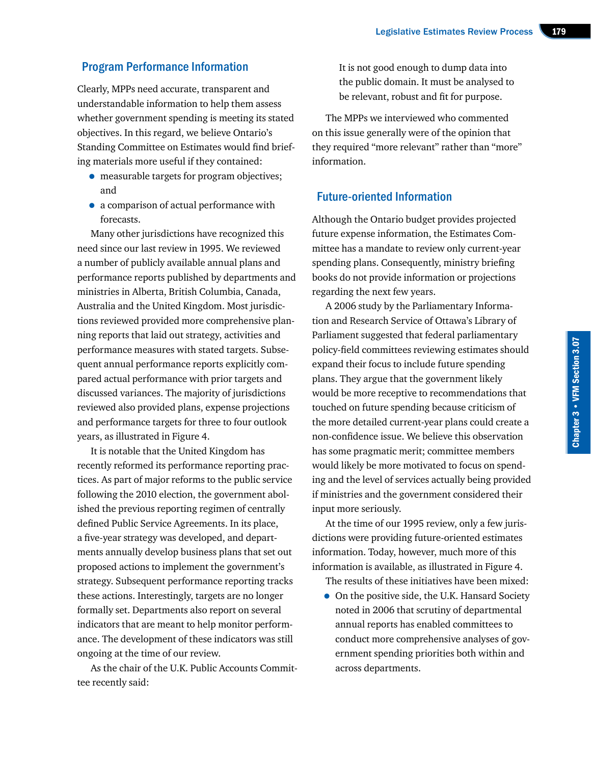## Program Performance Information

Clearly, MPPs need accurate, transparent and understandable information to help them assess whether government spending is meeting its stated objectives. In this regard, we believe Ontario's Standing Committee on Estimates would find briefing materials more useful if they contained:

- measurable targets for program objectives; and
- a comparison of actual performance with forecasts.

Many other jurisdictions have recognized this need since our last review in 1995. We reviewed a number of publicly available annual plans and performance reports published by departments and ministries in Alberta, British Columbia, Canada, Australia and the United Kingdom. Most jurisdictions reviewed provided more comprehensive planning reports that laid out strategy, activities and performance measures with stated targets. Subsequent annual performance reports explicitly compared actual performance with prior targets and discussed variances. The majority of jurisdictions reviewed also provided plans, expense projections and performance targets for three to four outlook years, as illustrated in Figure 4.

It is notable that the United Kingdom has recently reformed its performance reporting practices. As part of major reforms to the public service following the 2010 election, the government abolished the previous reporting regimen of centrally defined Public Service Agreements. In its place, a five-year strategy was developed, and departments annually develop business plans that set out proposed actions to implement the government's strategy. Subsequent performance reporting tracks these actions. Interestingly, targets are no longer formally set. Departments also report on several indicators that are meant to help monitor performance. The development of these indicators was still ongoing at the time of our review.

As the chair of the U.K. Public Accounts Committee recently said:

> It is not good enough to dump data into the public domain. It must be analysed to be relevant, robust and fit for purpose.

The MPPs we interviewed who commented on this issue generally were of the opinion that they required "more relevant" rather than "more" information.

## Future-oriented Information

Although the Ontario budget provides projected future expense information, the Estimates Committee has a mandate to review only current-year spending plans. Consequently, ministry briefing books do not provide information or projections regarding the next few years.

A 2006 study by the Parliamentary Information and Research Service of Ottawa's Library of Parliament suggested that federal parliamentary policy-field committees reviewing estimates should expand their focus to include future spending plans. They argue that the government likely would be more receptive to recommendations that touched on future spending because criticism of the more detailed current-year plans could create a non-confidence issue. We believe this observation has some pragmatic merit; committee members would likely be more motivated to focus on spending and the level of services actually being provided if ministries and the government considered their input more seriously.

At the time of our 1995 review, only a few jurisdictions were providing future-oriented estimates information. Today, however, much more of this information is available, as illustrated in Figure 4.

The results of these initiatives have been mixed:

- On the positive side, the U.K. Hansard Society noted in 2006 that scrutiny of departmental annual reports has enabled committees to conduct more comprehensive analyses of government spending priorities both within and across departments.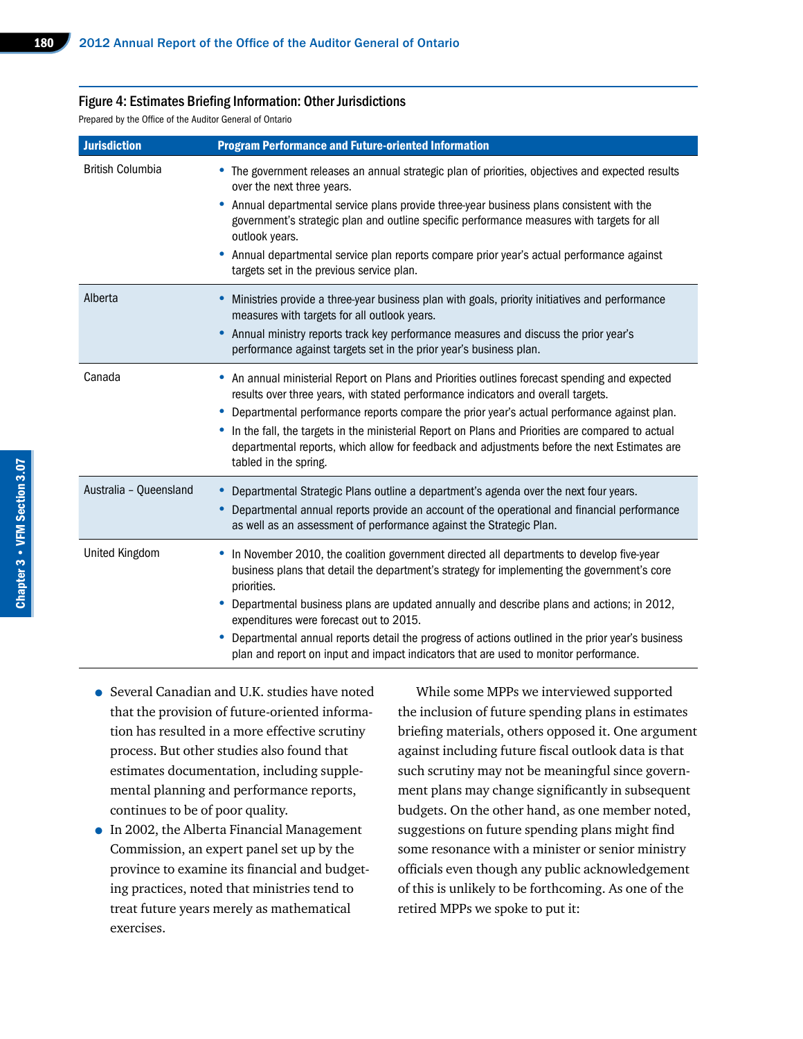**Figure 4: Estimates Briefing Information: Other Jurisdictions**

Prepared by the Office of the Auditor General of Ontario

| Jurisdiction | Program Performance and Future-oriented Information |
|---|---|
| British Columbia | • The government releases an annual strategic plan of priorities, objectives and expected results over the next three years.<br>• Annual departmental service plans provide three-year business plans consistent with the government's strategic plan and outline specific performance measures with targets for all outlook years.<br>• Annual departmental service plan reports compare prior year's actual performance against targets set in the previous service plan. |
| Alberta | • Ministries provide a three-year business plan with goals, priority initiatives and performance measures with targets for all outlook years.<br>• Annual ministry reports track key performance measures and discuss the prior year's performance against targets set in the prior year's business plan. |
| Canada | • An annual ministerial Report on Plans and Priorities outlines forecast spending and expected results over three years, with stated performance indicators and overall targets.<br>• Departmental performance reports compare the prior year's actual performance against plan.<br>• In the fall, the targets in the ministerial Report on Plans and Priorities are compared to actual departmental reports, which allow for feedback and adjustments before the next Estimates are tabled in the spring. |
| Australia – Queensland | • Departmental Strategic Plans outline a department's agenda over the next four years.<br>• Departmental annual reports provide an account of the operational and financial performance as well as an assessment of performance against the Strategic Plan. |
| United Kingdom | • In November 2010, the coalition government directed all departments to develop five-year business plans that detail the department's strategy for implementing the government's core priorities.<br>• Departmental business plans are updated annually and describe plans and actions; in 2012, expenditures were forecast out to 2015.<br>• Departmental annual reports detail the progress of actions outlined in the prior year's business plan and report on input and impact indicators that are used to monitor performance. |

- Several Canadian and U.K. studies have noted that the provision of future-oriented information has resulted in a more effective scrutiny process. But other studies also found that estimates documentation, including supplemental planning and performance reports, continues to be of poor quality.
- In 2002, the Alberta Financial Management Commission, an expert panel set up by the province to examine its financial and budgeting practices, noted that ministries tend to treat future years merely as mathematical exercises.

While some MPPs we interviewed supported the inclusion of future spending plans in estimates briefing materials, others opposed it. One argument against including future fiscal outlook data is that such scrutiny may not be meaningful since government plans may change significantly in subsequent budgets. On the other hand, as one member noted, suggestions on future spending plans might find some resonance with a minister or senior ministry officials even though any public acknowledgement of this is unlikely to be forthcoming. As one of the retired MPPs we spoke to put it: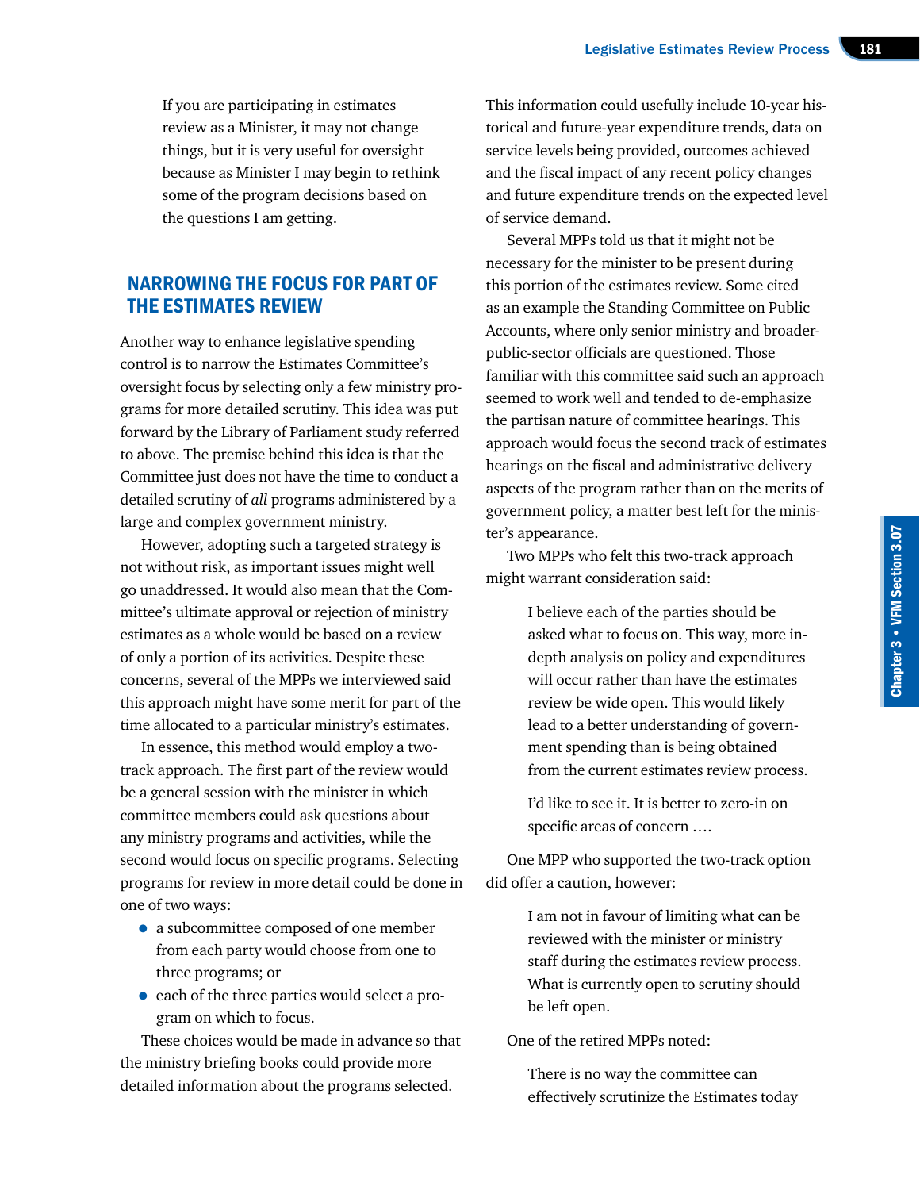> If you are participating in estimates review as a Minister, it may not change things, but it is very useful for oversight because as Minister I may begin to rethink some of the program decisions based on the questions I am getting.

## NARROWING THE FOCUS FOR PART OF THE ESTIMATES REVIEW

Another way to enhance legislative spending control is to narrow the Estimates Committee's oversight focus by selecting only a few ministry programs for more detailed scrutiny. This idea was put forward by the Library of Parliament study referred to above. The premise behind this idea is that the Committee just does not have the time to conduct a detailed scrutiny of *all* programs administered by a large and complex government ministry.

However, adopting such a targeted strategy is not without risk, as important issues might well go unaddressed. It would also mean that the Committee's ultimate approval or rejection of ministry estimates as a whole would be based on a review of only a portion of its activities. Despite these concerns, several of the MPPs we interviewed said this approach might have some merit for part of the time allocated to a particular ministry's estimates.

In essence, this method would employ a two-track approach. The first part of the review would be a general session with the minister in which committee members could ask questions about any ministry programs and activities, while the second would focus on specific programs. Selecting programs for review in more detail could be done in one of two ways:

- a subcommittee composed of one member from each party would choose from one to three programs; or
- each of the three parties would select a program on which to focus.

These choices would be made in advance so that the ministry briefing books could provide more detailed information about the programs selected. This information could usefully include 10-year historical and future-year expenditure trends, data on service levels being provided, outcomes achieved and the fiscal impact of any recent policy changes and future expenditure trends on the expected level of service demand.

Several MPPs told us that it might not be necessary for the minister to be present during this portion of the estimates review. Some cited as an example the Standing Committee on Public Accounts, where only senior ministry and broader-public-sector officials are questioned. Those familiar with this committee said such an approach seemed to work well and tended to de-emphasize the partisan nature of committee hearings. This approach would focus the second track of estimates hearings on the fiscal and administrative delivery aspects of the program rather than on the merits of government policy, a matter best left for the minister's appearance.

Two MPPs who felt this two-track approach might warrant consideration said:

> I believe each of the parties should be asked what to focus on. This way, more in-depth analysis on policy and expenditures will occur rather than have the estimates review be wide open. This would likely lead to a better understanding of government spending than is being obtained from the current estimates review process.

> I'd like to see it. It is better to zero-in on specific areas of concern ….

One MPP who supported the two-track option did offer a caution, however:

> I am not in favour of limiting what can be reviewed with the minister or ministry staff during the estimates review process. What is currently open to scrutiny should be left open.

One of the retired MPPs noted:

> There is no way the committee can effectively scrutinize the Estimates today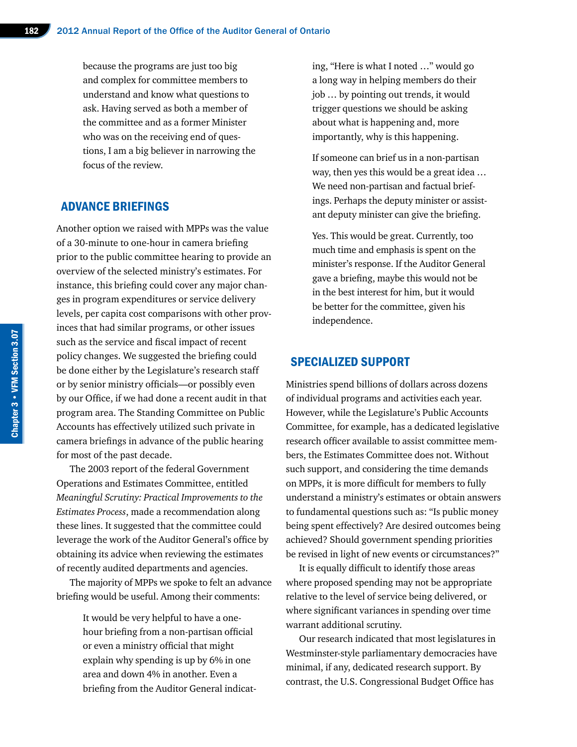> because the programs are just too big and complex for committee members to understand and know what questions to ask. Having served as both a member of the committee and as a former Minister who was on the receiving end of questions, I am a big believer in narrowing the focus of the review.

## ADVANCE BRIEFINGS

Another option we raised with MPPs was the value of a 30-minute to one-hour in camera briefing prior to the public committee hearing to provide an overview of the selected ministry's estimates. For instance, this briefing could cover any major changes in program expenditures or service delivery levels, per capita cost comparisons with other provinces that had similar programs, or other issues such as the service and fiscal impact of recent policy changes. We suggested the briefing could be done either by the Legislature's research staff or by senior ministry officials—or possibly even by our Office, if we had done a recent audit in that program area. The Standing Committee on Public Accounts has effectively utilized such private in camera briefings in advance of the public hearing for most of the past decade.

The 2003 report of the federal Government Operations and Estimates Committee, entitled *Meaningful Scrutiny: Practical Improvements to the Estimates Process*, made a recommendation along these lines. It suggested that the committee could leverage the work of the Auditor General's office by obtaining its advice when reviewing the estimates of recently audited departments and agencies.

The majority of MPPs we spoke to felt an advance briefing would be useful. Among their comments:

> It would be very helpful to have a one-hour briefing from a non-partisan official or even a ministry official that might explain why spending is up by 6% in one area and down 4% in another. Even a briefing from the Auditor General indicating, "Here is what I noted …" would go a long way in helping members do their job … by pointing out trends, it would trigger questions we should be asking about what is happening and, more importantly, why is this happening.

> If someone can brief us in a non-partisan way, then yes this would be a great idea … We need non-partisan and factual briefings. Perhaps the deputy minister or assistant deputy minister can give the briefing.

> Yes. This would be great. Currently, too much time and emphasis is spent on the minister's response. If the Auditor General gave a briefing, maybe this would not be in the best interest for him, but it would be better for the committee, given his independence.

## SPECIALIZED SUPPORT

Ministries spend billions of dollars across dozens of individual programs and activities each year. However, while the Legislature's Public Accounts Committee, for example, has a dedicated legislative research officer available to assist committee members, the Estimates Committee does not. Without such support, and considering the time demands on MPPs, it is more difficult for members to fully understand a ministry's estimates or obtain answers to fundamental questions such as: "Is public money being spent effectively? Are desired outcomes being achieved? Should government spending priorities be revised in light of new events or circumstances?"

It is equally difficult to identify those areas where proposed spending may not be appropriate relative to the level of service being delivered, or where significant variances in spending over time warrant additional scrutiny.

Our research indicated that most legislatures in Westminster-style parliamentary democracies have minimal, if any, dedicated research support. By contrast, the U.S. Congressional Budget Office has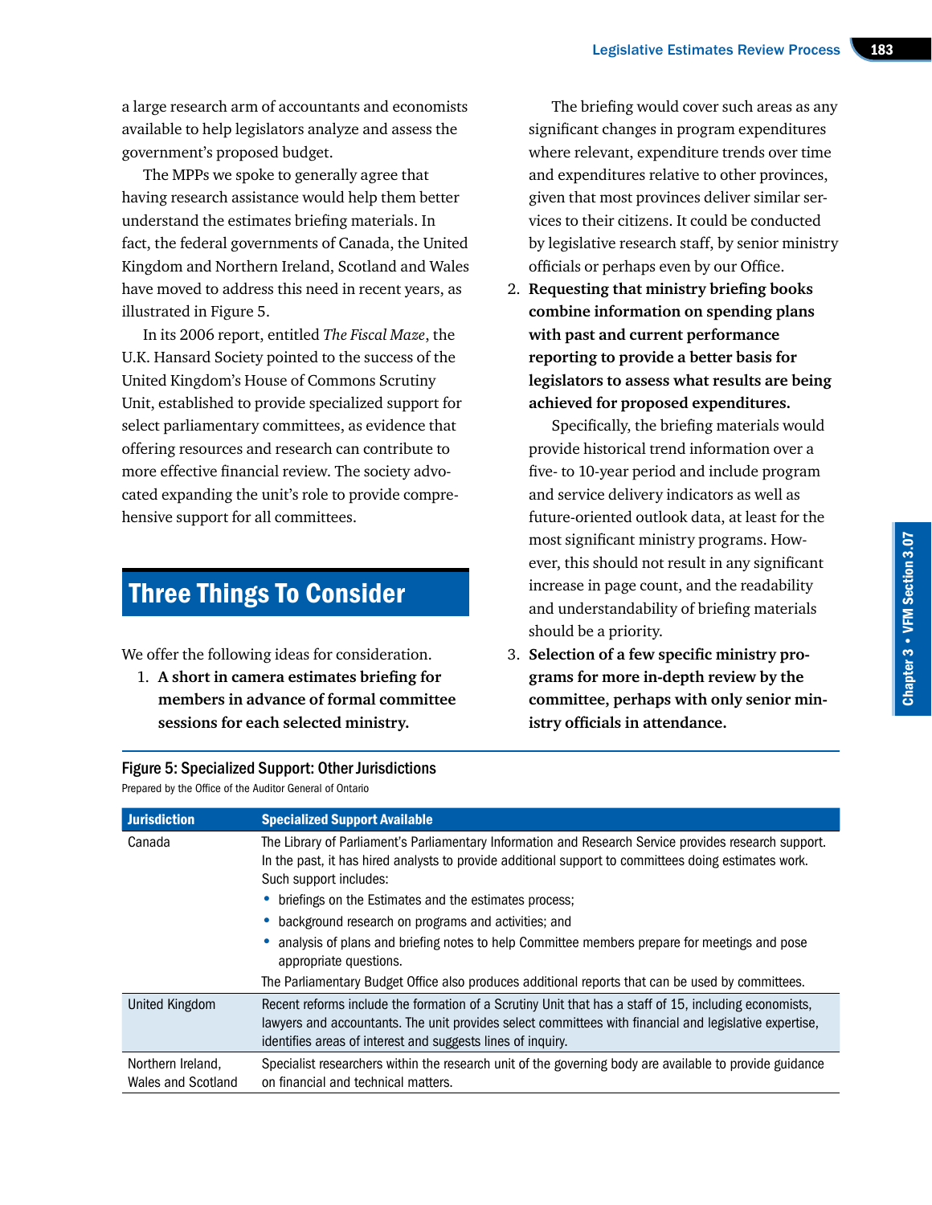a large research arm of accountants and economists available to help legislators analyze and assess the government's proposed budget.

The MPPs we spoke to generally agree that having research assistance would help them better understand the estimates briefing materials. In fact, the federal governments of Canada, the United Kingdom and Northern Ireland, Scotland and Wales have moved to address this need in recent years, as illustrated in Figure 5.

In its 2006 report, entitled *The Fiscal Maze*, the U.K. Hansard Society pointed to the success of the United Kingdom's House of Commons Scrutiny Unit, established to provide specialized support for select parliamentary committees, as evidence that offering resources and research can contribute to more effective financial review. The society advocated expanding the unit's role to provide comprehensive support for all committees.

## Three Things To Consider

We offer the following ideas for consideration.

1. **A short in camera estimates briefing for members in advance of formal committee sessions for each selected ministry.**

   The briefing would cover such areas as any significant changes in program expenditures where relevant, expenditure trends over time and expenditures relative to other provinces, given that most provinces deliver similar services to their citizens. It could be conducted by legislative research staff, by senior ministry officials or perhaps even by our Office.

2. **Requesting that ministry briefing books combine information on spending plans with past and current performance reporting to provide a better basis for legislators to assess what results are being achieved for proposed expenditures.**

   Specifically, the briefing materials would provide historical trend information over a five- to 10-year period and include program and service delivery indicators as well as future-oriented outlook data, at least for the most significant ministry programs. However, this should not result in any significant increase in page count, and the readability and understandability of briefing materials should be a priority.

3. **Selection of a few specific ministry programs for more in-depth review by the committee, perhaps with only senior ministry officials in attendance.**

**Figure 5: Specialized Support: Other Jurisdictions**

Prepared by the Office of the Auditor General of Ontario

| Jurisdiction | Specialized Support Available |
|---|---|
| Canada | The Library of Parliament's Parliamentary Information and Research Service provides research support. In the past, it has hired analysts to provide additional support to committees doing estimates work. Such support includes:<br>• briefings on the Estimates and the estimates process;<br>• background research on programs and activities; and<br>• analysis of plans and briefing notes to help Committee members prepare for meetings and pose appropriate questions.<br>The Parliamentary Budget Office also produces additional reports that can be used by committees. |
| United Kingdom | Recent reforms include the formation of a Scrutiny Unit that has a staff of 15, including economists, lawyers and accountants. The unit provides select committees with financial and legislative expertise, identifies areas of interest and suggests lines of inquiry. |
| Northern Ireland, Wales and Scotland | Specialist researchers within the research unit of the governing body are available to provide guidance on financial and technical matters. |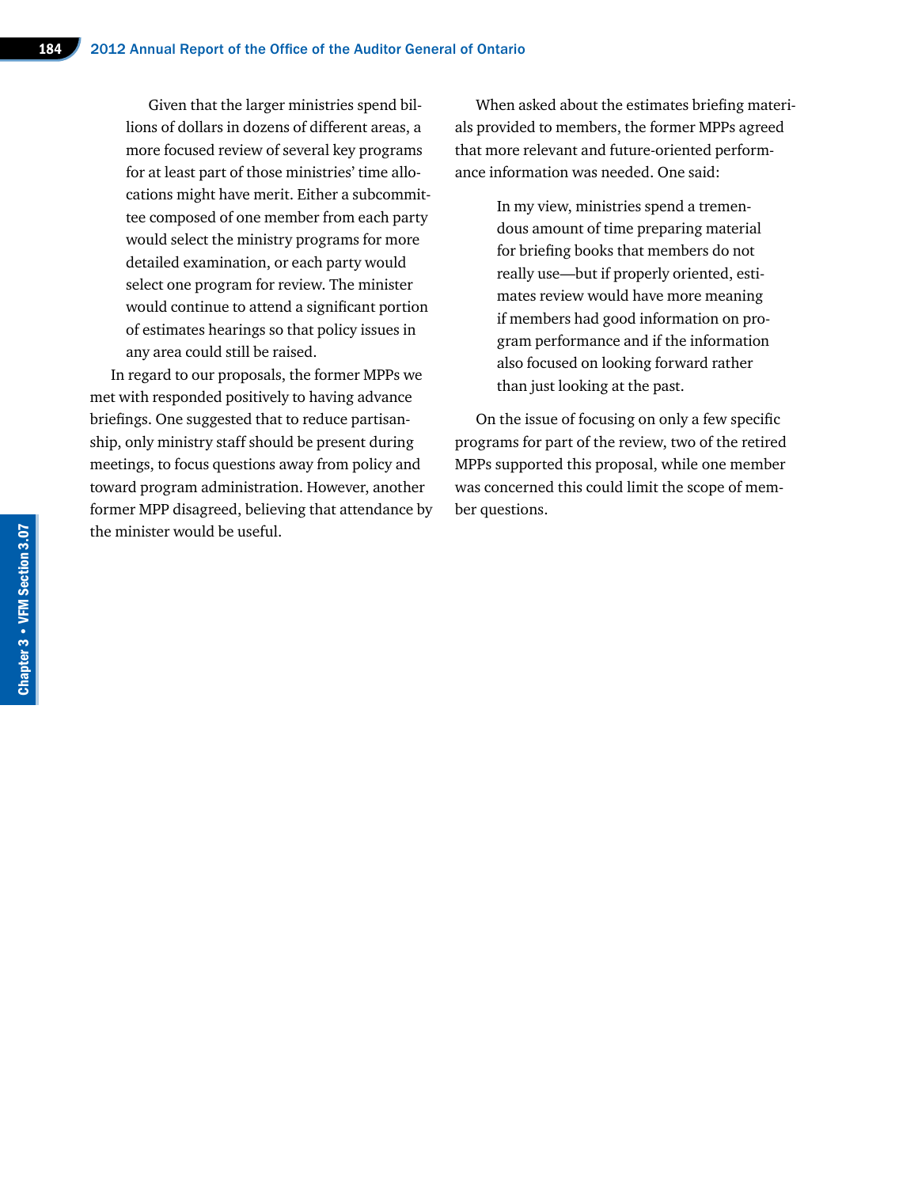> Given that the larger ministries spend billions of dollars in dozens of different areas, a more focused review of several key programs for at least part of those ministries' time allocations might have merit. Either a subcommittee composed of one member from each party would select the ministry programs for more detailed examination, or each party would select one program for review. The minister would continue to attend a significant portion of estimates hearings so that policy issues in any area could still be raised.

In regard to our proposals, the former MPPs we met with responded positively to having advance briefings. One suggested that to reduce partisanship, only ministry staff should be present during meetings, to focus questions away from policy and toward program administration. However, another former MPP disagreed, believing that attendance by the minister would be useful.

When asked about the estimates briefing materials provided to members, the former MPPs agreed that more relevant and future-oriented performance information was needed. One said:

> In my view, ministries spend a tremendous amount of time preparing material for briefing books that members do not really use—but if properly oriented, estimates review would have more meaning if members had good information on program performance and if the information also focused on looking forward rather than just looking at the past.

On the issue of focusing on only a few specific programs for part of the review, two of the retired MPPs supported this proposal, while one member was concerned this could limit the scope of member questions.